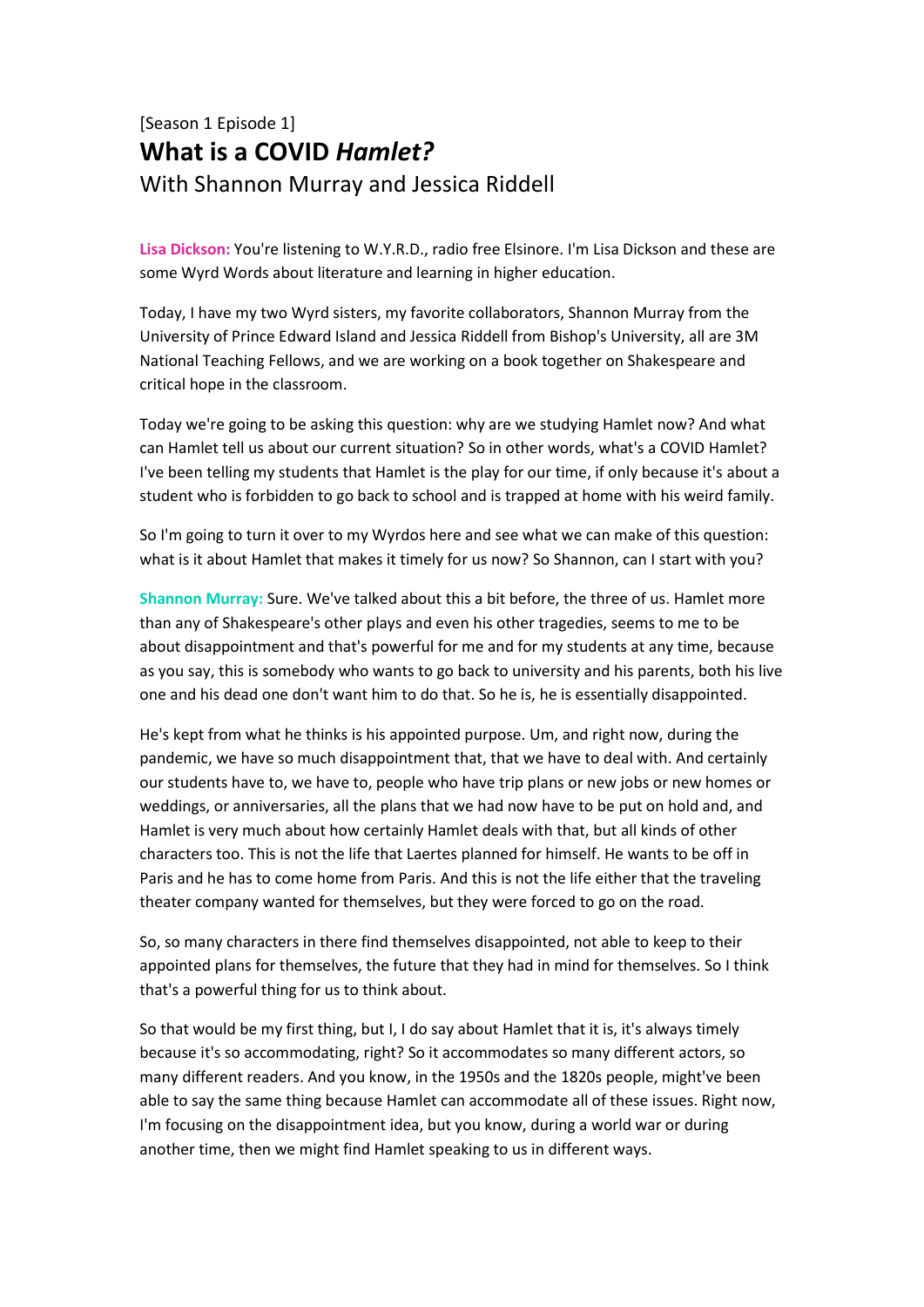[Season 1 Episode 1]

# What is a COVID *Hamlet?*

With Shannon Murray and Jessica Riddell

**Lisa Dickson:** You're listening to W.Y.R.D., radio free Elsinore. I'm Lisa Dickson and these are some Wyrd Words about literature and learning in higher education.

Today, I have my two Wyrd sisters, my favorite collaborators, Shannon Murray from the University of Prince Edward Island and Jessica Riddell from Bishop's University, all are 3M National Teaching Fellows, and we are working on a book together on Shakespeare and critical hope in the classroom.

Today we're going to be asking this question: why are we studying Hamlet now? And what can Hamlet tell us about our current situation? So in other words, what's a COVID Hamlet? I've been telling my students that Hamlet is the play for our time, if only because it's about a student who is forbidden to go back to school and is trapped at home with his weird family.

So I'm going to turn it over to my Wyrdos here and see what we can make of this question: what is it about Hamlet that makes it timely for us now? So Shannon, can I start with you?

**Shannon Murray:** Sure. We've talked about this a bit before, the three of us. Hamlet more than any of Shakespeare's other plays and even his other tragedies, seems to me to be about disappointment and that's powerful for me and for my students at any time, because as you say, this is somebody who wants to go back to university and his parents, both his live one and his dead one don't want him to do that. So he is, he is essentially disappointed.

He's kept from what he thinks is his appointed purpose. Um, and right now, during the pandemic, we have so much disappointment that, that we have to deal with. And certainly our students have to, we have to, people who have trip plans or new jobs or new homes or weddings, or anniversaries, all the plans that we had now have to be put on hold and, and Hamlet is very much about how certainly Hamlet deals with that, but all kinds of other characters too. This is not the life that Laertes planned for himself. He wants to be off in Paris and he has to come home from Paris. And this is not the life either that the traveling theater company wanted for themselves, but they were forced to go on the road.

So, so many characters in there find themselves disappointed, not able to keep to their appointed plans for themselves, the future that they had in mind for themselves. So I think that's a powerful thing for us to think about.

So that would be my first thing, but I, I do say about Hamlet that it is, it's always timely because it's so accommodating, right? So it accommodates so many different actors, so many different readers. And you know, in the 1950s and the 1820s people, might've been able to say the same thing because Hamlet can accommodate all of these issues. Right now, I'm focusing on the disappointment idea, but you know, during a world war or during another time, then we might find Hamlet speaking to us in different ways.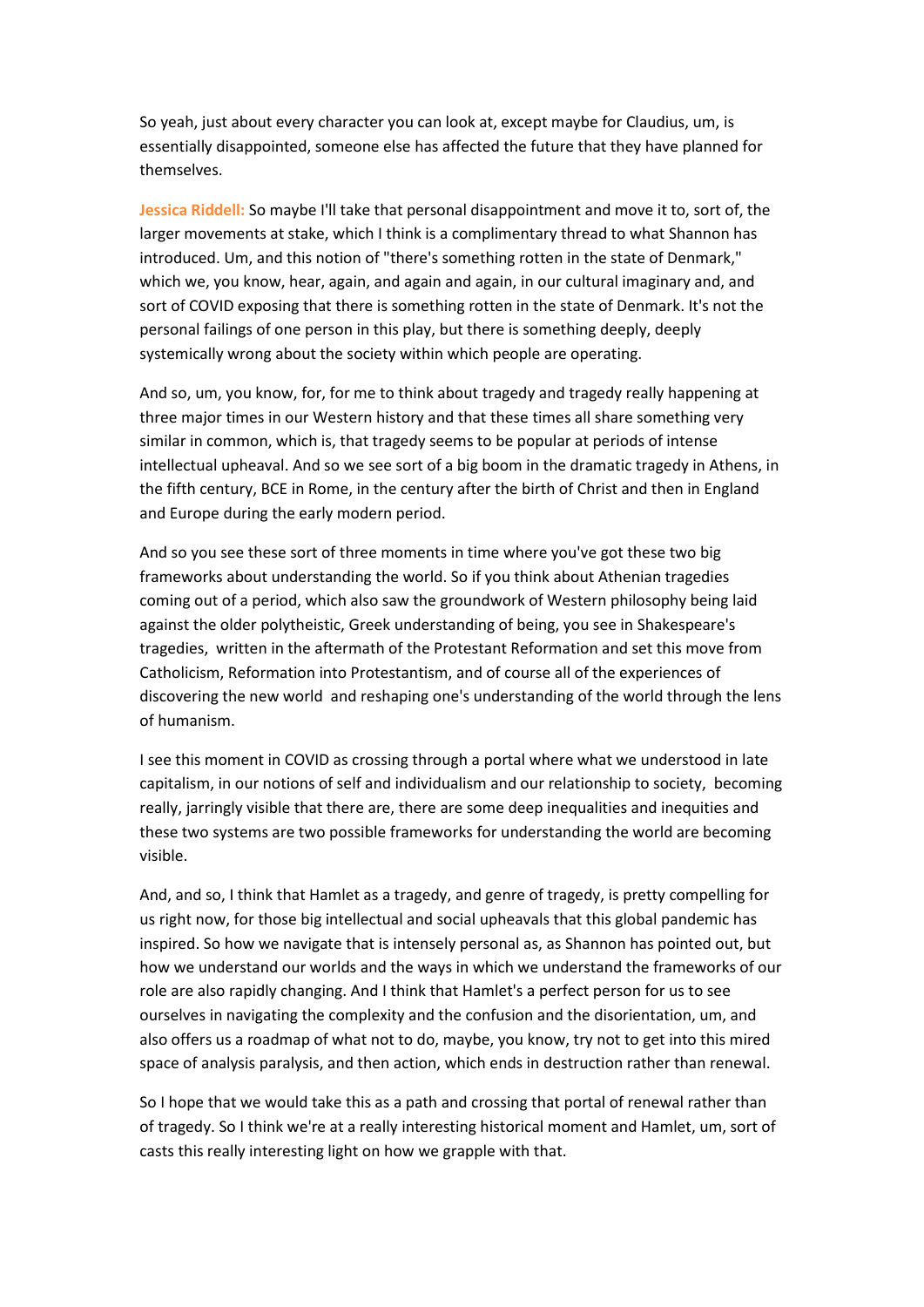So yeah, just about every character you can look at, except maybe for Claudius, um, is essentially disappointed, someone else has affected the future that they have planned for themselves.

**Jessica Riddell:** So maybe I'll take that personal disappointment and move it to, sort of, the larger movements at stake, which I think is a complimentary thread to what Shannon has introduced. Um, and this notion of "there's something rotten in the state of Denmark," which we, you know, hear, again, and again and again, in our cultural imaginary and, and sort of COVID exposing that there is something rotten in the state of Denmark. It's not the personal failings of one person in this play, but there is something deeply, deeply systemically wrong about the society within which people are operating.

And so, um, you know, for, for me to think about tragedy and tragedy really happening at three major times in our Western history and that these times all share something very similar in common, which is, that tragedy seems to be popular at periods of intense intellectual upheaval. And so we see sort of a big boom in the dramatic tragedy in Athens, in the fifth century, BCE in Rome, in the century after the birth of Christ and then in England and Europe during the early modern period.

And so you see these sort of three moments in time where you've got these two big frameworks about understanding the world. So if you think about Athenian tragedies coming out of a period, which also saw the groundwork of Western philosophy being laid against the older polytheistic, Greek understanding of being, you see in Shakespeare's tragedies, written in the aftermath of the Protestant Reformation and set this move from Catholicism, Reformation into Protestantism, and of course all of the experiences of discovering the new world and reshaping one's understanding of the world through the lens of humanism.

I see this moment in COVID as crossing through a portal where what we understood in late capitalism, in our notions of self and individualism and our relationship to society, becoming really, jarringly visible that there are, there are some deep inequalities and inequities and these two systems are two possible frameworks for understanding the world are becoming visible.

And, and so, I think that Hamlet as a tragedy, and genre of tragedy, is pretty compelling for us right now, for those big intellectual and social upheavals that this global pandemic has inspired. So how we navigate that is intensely personal as, as Shannon has pointed out, but how we understand our worlds and the ways in which we understand the frameworks of our role are also rapidly changing. And I think that Hamlet's a perfect person for us to see ourselves in navigating the complexity and the confusion and the disorientation, um, and also offers us a roadmap of what not to do, maybe, you know, try not to get into this mired space of analysis paralysis, and then action, which ends in destruction rather than renewal.

So I hope that we would take this as a path and crossing that portal of renewal rather than of tragedy. So I think we're at a really interesting historical moment and Hamlet, um, sort of casts this really interesting light on how we grapple with that.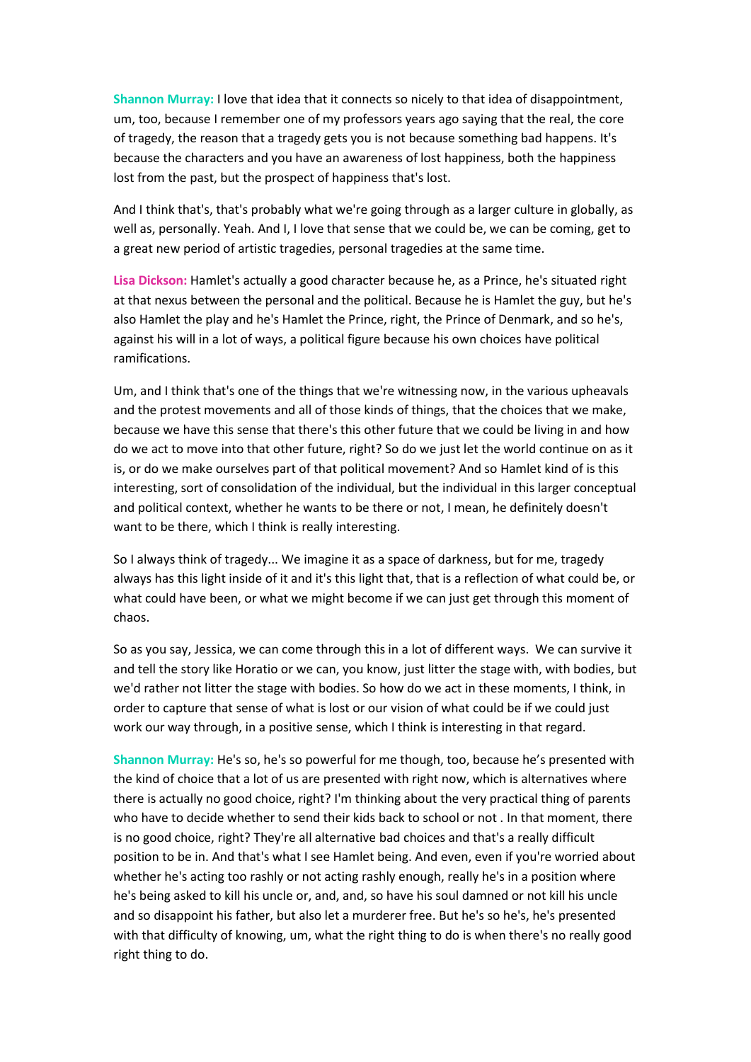**Shannon Murray:** I love that idea that it connects so nicely to that idea of disappointment, um, too, because I remember one of my professors years ago saying that the real, the core of tragedy, the reason that a tragedy gets you is not because something bad happens. It's because the characters and you have an awareness of lost happiness, both the happiness lost from the past, but the prospect of happiness that's lost.

And I think that's, that's probably what we're going through as a larger culture in globally, as well as, personally. Yeah. And I, I love that sense that we could be, we can be coming, get to a great new period of artistic tragedies, personal tragedies at the same time.

**Lisa Dickson:** Hamlet's actually a good character because he, as a Prince, he's situated right at that nexus between the personal and the political. Because he is Hamlet the guy, but he's also Hamlet the play and he's Hamlet the Prince, right, the Prince of Denmark, and so he's, against his will in a lot of ways, a political figure because his own choices have political ramifications.

Um, and I think that's one of the things that we're witnessing now, in the various upheavals and the protest movements and all of those kinds of things, that the choices that we make, because we have this sense that there's this other future that we could be living in and how do we act to move into that other future, right? So do we just let the world continue on as it is, or do we make ourselves part of that political movement? And so Hamlet kind of is this interesting, sort of consolidation of the individual, but the individual in this larger conceptual and political context, whether he wants to be there or not, I mean, he definitely doesn't want to be there, which I think is really interesting.

So I always think of tragedy... We imagine it as a space of darkness, but for me, tragedy always has this light inside of it and it's this light that, that is a reflection of what could be, or what could have been, or what we might become if we can just get through this moment of chaos.

So as you say, Jessica, we can come through this in a lot of different ways. We can survive it and tell the story like Horatio or we can, you know, just litter the stage with, with bodies, but we'd rather not litter the stage with bodies. So how do we act in these moments, I think, in order to capture that sense of what is lost or our vision of what could be if we could just work our way through, in a positive sense, which I think is interesting in that regard.

**Shannon Murray:** He's so, he's so powerful for me though, too, because he's presented with the kind of choice that a lot of us are presented with right now, which is alternatives where there is actually no good choice, right? I'm thinking about the very practical thing of parents who have to decide whether to send their kids back to school or not . In that moment, there is no good choice, right? They're all alternative bad choices and that's a really difficult position to be in. And that's what I see Hamlet being. And even, even if you're worried about whether he's acting too rashly or not acting rashly enough, really he's in a position where he's being asked to kill his uncle or, and, and, so have his soul damned or not kill his uncle and so disappoint his father, but also let a murderer free. But he's so he's, he's presented with that difficulty of knowing, um, what the right thing to do is when there's no really good right thing to do.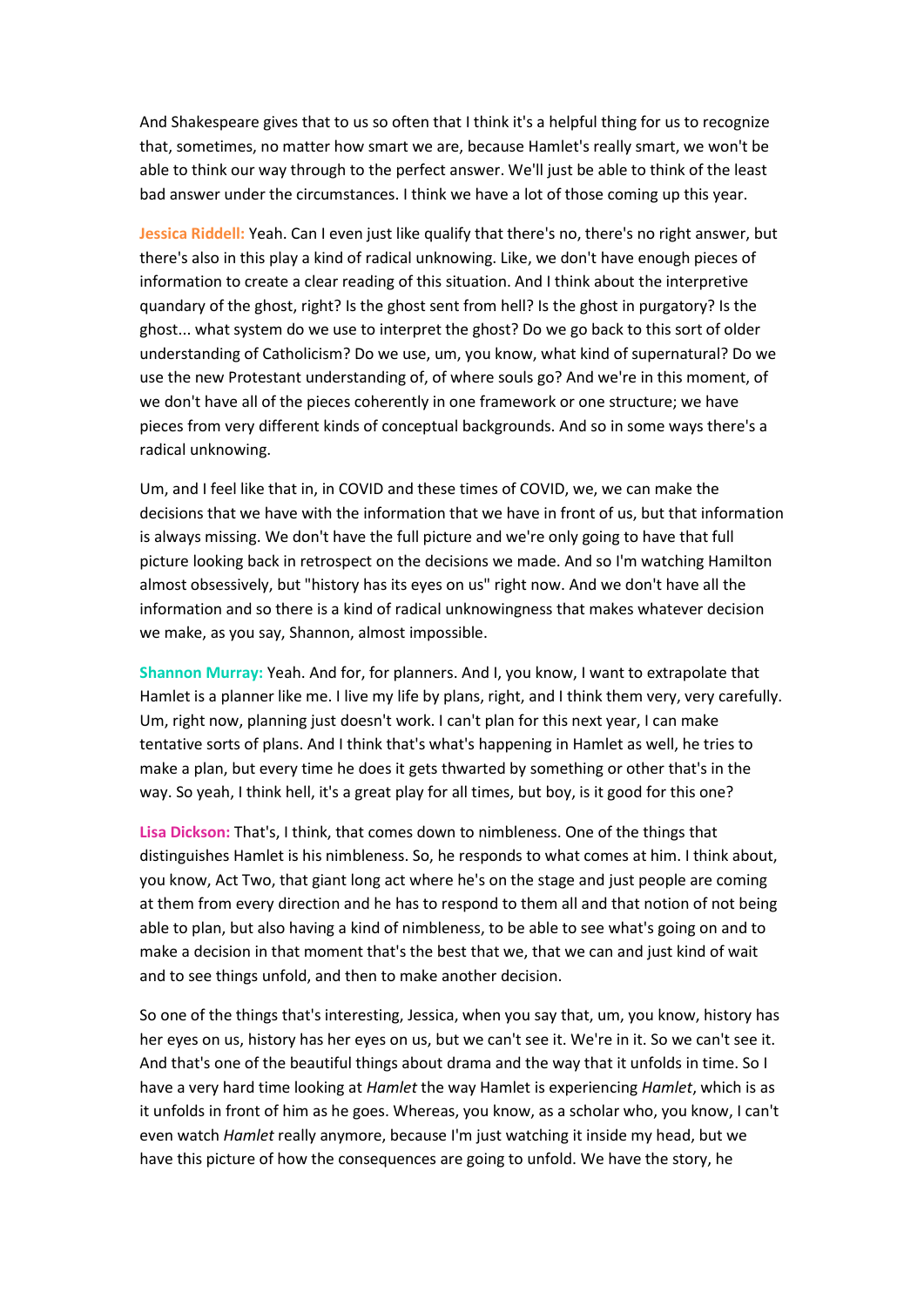And Shakespeare gives that to us so often that I think it's a helpful thing for us to recognize that, sometimes, no matter how smart we are, because Hamlet's really smart, we won't be able to think our way through to the perfect answer. We'll just be able to think of the least bad answer under the circumstances. I think we have a lot of those coming up this year.

**Jessica Riddell:** Yeah. Can I even just like qualify that there's no, there's no right answer, but there's also in this play a kind of radical unknowing. Like, we don't have enough pieces of information to create a clear reading of this situation. And I think about the interpretive quandary of the ghost, right? Is the ghost sent from hell? Is the ghost in purgatory? Is the ghost... what system do we use to interpret the ghost? Do we go back to this sort of older understanding of Catholicism? Do we use, um, you know, what kind of supernatural? Do we use the new Protestant understanding of, of where souls go? And we're in this moment, of we don't have all of the pieces coherently in one framework or one structure; we have pieces from very different kinds of conceptual backgrounds. And so in some ways there's a radical unknowing.

Um, and I feel like that in, in COVID and these times of COVID, we, we can make the decisions that we have with the information that we have in front of us, but that information is always missing. We don't have the full picture and we're only going to have that full picture looking back in retrospect on the decisions we made. And so I'm watching Hamilton almost obsessively, but "history has its eyes on us" right now. And we don't have all the information and so there is a kind of radical unknowingness that makes whatever decision we make, as you say, Shannon, almost impossible.

**Shannon Murray:** Yeah. And for, for planners. And I, you know, I want to extrapolate that Hamlet is a planner like me. I live my life by plans, right, and I think them very, very carefully. Um, right now, planning just doesn't work. I can't plan for this next year, I can make tentative sorts of plans. And I think that's what's happening in Hamlet as well, he tries to make a plan, but every time he does it gets thwarted by something or other that's in the way. So yeah, I think hell, it's a great play for all times, but boy, is it good for this one?

**Lisa Dickson:** That's, I think, that comes down to nimbleness. One of the things that distinguishes Hamlet is his nimbleness. So, he responds to what comes at him. I think about, you know, Act Two, that giant long act where he's on the stage and just people are coming at them from every direction and he has to respond to them all and that notion of not being able to plan, but also having a kind of nimbleness, to be able to see what's going on and to make a decision in that moment that's the best that we, that we can and just kind of wait and to see things unfold, and then to make another decision.

So one of the things that's interesting, Jessica, when you say that, um, you know, history has her eyes on us, history has her eyes on us, but we can't see it. We're in it. So we can't see it. And that's one of the beautiful things about drama and the way that it unfolds in time. So I have a very hard time looking at *Hamlet* the way Hamlet is experiencing *Hamlet*, which is as it unfolds in front of him as he goes. Whereas, you know, as a scholar who, you know, I can't even watch *Hamlet* really anymore, because I'm just watching it inside my head, but we have this picture of how the consequences are going to unfold. We have the story, he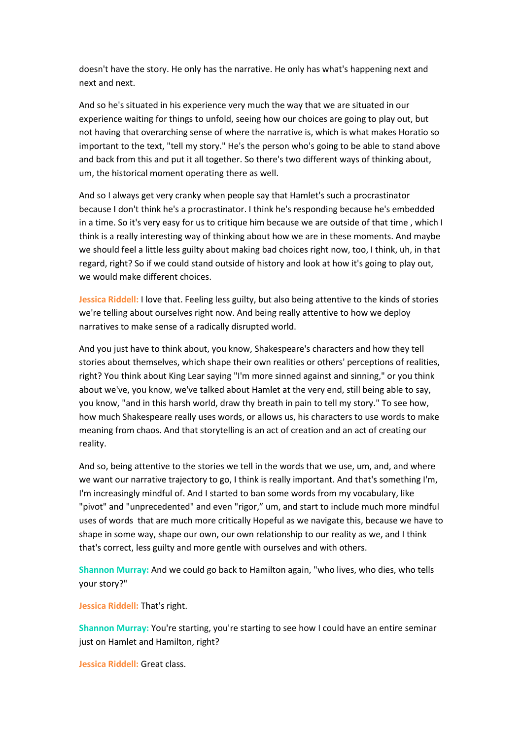doesn't have the story. He only has the narrative. He only has what's happening next and next and next.

And so he's situated in his experience very much the way that we are situated in our experience waiting for things to unfold, seeing how our choices are going to play out, but not having that overarching sense of where the narrative is, which is what makes Horatio so important to the text, "tell my story." He's the person who's going to be able to stand above and back from this and put it all together. So there's two different ways of thinking about, um, the historical moment operating there as well.

And so I always get very cranky when people say that Hamlet's such a procrastinator because I don't think he's a procrastinator. I think he's responding because he's embedded in a time. So it's very easy for us to critique him because we are outside of that time , which I think is a really interesting way of thinking about how we are in these moments. And maybe we should feel a little less guilty about making bad choices right now, too, I think, uh, in that regard, right? So if we could stand outside of history and look at how it's going to play out, we would make different choices.

**Jessica Riddell:** I love that. Feeling less guilty, but also being attentive to the kinds of stories we're telling about ourselves right now. And being really attentive to how we deploy narratives to make sense of a radically disrupted world.

And you just have to think about, you know, Shakespeare's characters and how they tell stories about themselves, which shape their own realities or others' perceptions of realities, right? You think about King Lear saying "I'm more sinned against and sinning," or you think about we've, you know, we've talked about Hamlet at the very end, still being able to say, you know, "and in this harsh world, draw thy breath in pain to tell my story." To see how, how much Shakespeare really uses words, or allows us, his characters to use words to make meaning from chaos. And that storytelling is an act of creation and an act of creating our reality.

And so, being attentive to the stories we tell in the words that we use, um, and, and where we want our narrative trajectory to go, I think is really important. And that's something I'm, I'm increasingly mindful of. And I started to ban some words from my vocabulary, like "pivot" and "unprecedented" and even "rigor," um, and start to include much more mindful uses of words that are much more critically Hopeful as we navigate this, because we have to shape in some way, shape our own, our own relationship to our reality as we, and I think that's correct, less guilty and more gentle with ourselves and with others.

**Shannon Murray:** And we could go back to Hamilton again, "who lives, who dies, who tells your story?"

**Jessica Riddell:** That's right.

**Shannon Murray:** You're starting, you're starting to see how I could have an entire seminar just on Hamlet and Hamilton, right?

**Jessica Riddell:** Great class.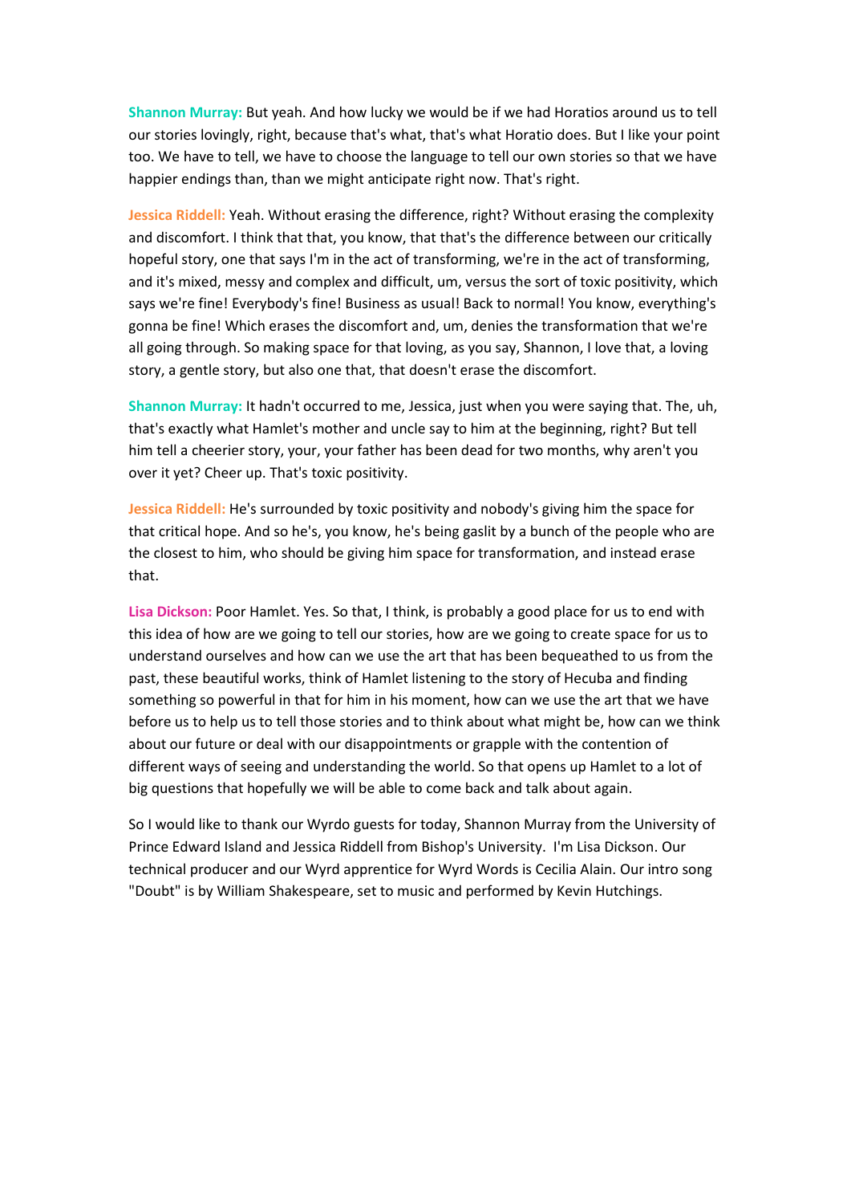**Shannon Murray:** But yeah. And how lucky we would be if we had Horatios around us to tell our stories lovingly, right, because that's what, that's what Horatio does. But I like your point too. We have to tell, we have to choose the language to tell our own stories so that we have happier endings than, than we might anticipate right now. That's right.

**Jessica Riddell:** Yeah. Without erasing the difference, right? Without erasing the complexity and discomfort. I think that that, you know, that that's the difference between our critically hopeful story, one that says I'm in the act of transforming, we're in the act of transforming, and it's mixed, messy and complex and difficult, um, versus the sort of toxic positivity, which says we're fine! Everybody's fine! Business as usual! Back to normal! You know, everything's gonna be fine! Which erases the discomfort and, um, denies the transformation that we're all going through. So making space for that loving, as you say, Shannon, I love that, a loving story, a gentle story, but also one that, that doesn't erase the discomfort.

**Shannon Murray:** It hadn't occurred to me, Jessica, just when you were saying that. The, uh, that's exactly what Hamlet's mother and uncle say to him at the beginning, right? But tell him tell a cheerier story, your, your father has been dead for two months, why aren't you over it yet? Cheer up. That's toxic positivity.

**Jessica Riddell:** He's surrounded by toxic positivity and nobody's giving him the space for that critical hope. And so he's, you know, he's being gaslit by a bunch of the people who are the closest to him, who should be giving him space for transformation, and instead erase that.

**Lisa Dickson:** Poor Hamlet. Yes. So that, I think, is probably a good place for us to end with this idea of how are we going to tell our stories, how are we going to create space for us to understand ourselves and how can we use the art that has been bequeathed to us from the past, these beautiful works, think of Hamlet listening to the story of Hecuba and finding something so powerful in that for him in his moment, how can we use the art that we have before us to help us to tell those stories and to think about what might be, how can we think about our future or deal with our disappointments or grapple with the contention of different ways of seeing and understanding the world. So that opens up Hamlet to a lot of big questions that hopefully we will be able to come back and talk about again.

So I would like to thank our Wyrdo guests for today, Shannon Murray from the University of Prince Edward Island and Jessica Riddell from Bishop's University. I'm Lisa Dickson. Our technical producer and our Wyrd apprentice for Wyrd Words is Cecilia Alain. Our intro song "Doubt" is by William Shakespeare, set to music and performed by Kevin Hutchings.